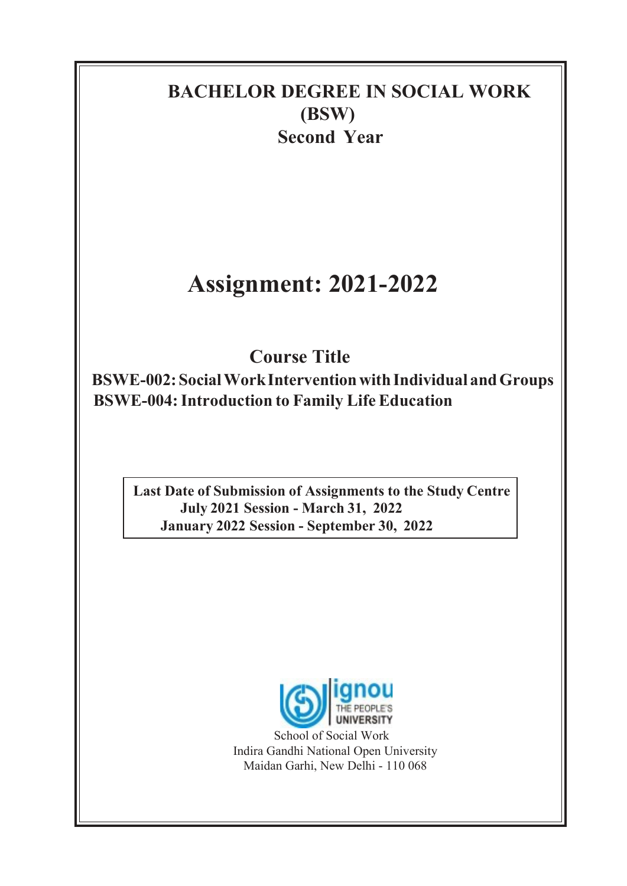# BACHELOR DEGREE IN SOCIAL WORK (BSW)

## Second Year

# Assignment: 2021-2022

## Course Title

**BSWE-002: Social Work Intervention with Individual and Groups**

**BSWE-004: Introduction to Family Life Education**

| Last Date of Submission of Assignments to the Study Centre |
| --- |
| July 2021 Session - March 31, 2022 |
| January 2022 Session - September 30, 2022 |

ignou THE PEOPLE'S UNIVERSITY

School of Social Work
Indira Gandhi National Open University
Maidan Garhi, New Delhi - 110 068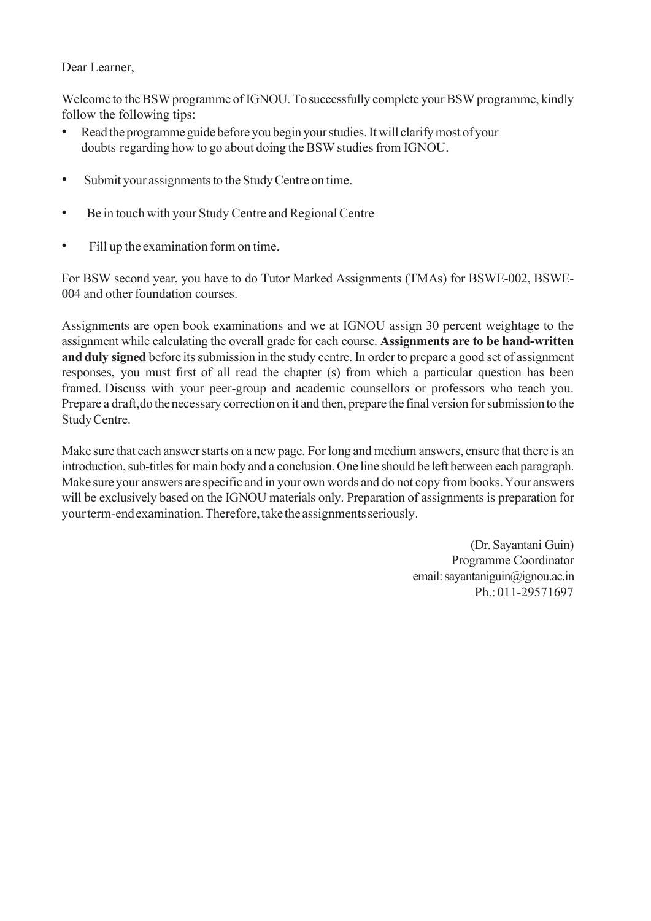Dear Learner,

Welcome to the BSW programme of IGNOU. To successfully complete your BSW programme, kindly follow the following tips:

- Read the programme guide before you begin your studies. It will clarify most of your doubts regarding how to go about doing the BSW studies from IGNOU.
- Submit your assignments to the Study Centre on time.
- Be in touch with your Study Centre and Regional Centre
- Fill up the examination form on time.

For BSW second year, you have to do Tutor Marked Assignments (TMAs) for BSWE-002, BSWE-004 and other foundation courses.

Assignments are open book examinations and we at IGNOU assign 30 percent weightage to the assignment while calculating the overall grade for each course. **Assignments are to be hand-written and duly signed** before its submission in the study centre. In order to prepare a good set of assignment responses, you must first of all read the chapter (s) from which a particular question has been framed. Discuss with your peer-group and academic counsellors or professors who teach you. Prepare a draft,do the necessary correction on it and then, prepare the final version for submission to the Study Centre.

Make sure that each answer starts on a new page. For long and medium answers, ensure that there is an introduction, sub-titles for main body and a conclusion. One line should be left between each paragraph. Make sure your answers are specific and in your own words and do not copy from books. Your answers will be exclusively based on the IGNOU materials only. Preparation of assignments is preparation for your term-end examination. Therefore, take the assignments seriously.

(Dr. Sayantani Guin)
Programme Coordinator
email: sayantaniguin@ignou.ac.in
Ph.: 011-29571697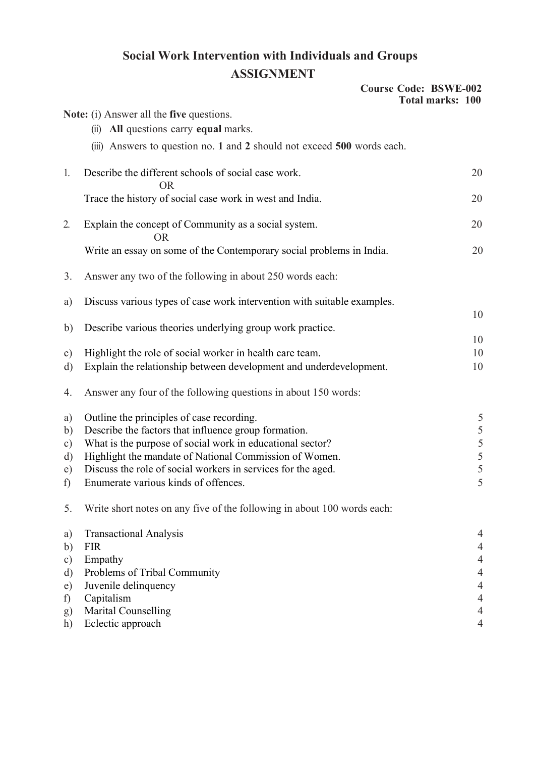# Social Work Intervention with Individuals and Groups

## ASSIGNMENT

**Course Code: BSWE-002**
**Total marks: 100**

**Note:** (i) Answer all the **five** questions.

(ii) **All** questions carry **equal** marks.

(iii) Answers to question no. **1** and **2** should not exceed **500** words each.

1. Describe the different schools of social case work. 20

   OR

   Trace the history of social case work in west and India. 20

2. Explain the concept of Community as a social system. 20

   OR

   Write an essay on some of the Contemporary social problems in India. 20

3. Answer any two of the following in about 250 words each:

a) Discuss various types of case work intervention with suitable examples. 10

b) Describe various theories underlying group work practice. 10

c) Highlight the role of social worker in health care team. 10

d) Explain the relationship between development and underdevelopment. 10

4. Answer any four of the following questions in about 150 words:

a) Outline the principles of case recording. 5

b) Describe the factors that influence group formation. 5

c) What is the purpose of social work in educational sector? 5

d) Highlight the mandate of National Commission of Women. 5

e) Discuss the role of social workers in services for the aged. 5

f) Enumerate various kinds of offences. 5

5. Write short notes on any five of the following in about 100 words each:

a) Transactional Analysis 4

b) FIR 4

c) Empathy 4

d) Problems of Tribal Community 4

e) Juvenile delinquency 4

f) Capitalism 4

g) Marital Counselling 4

h) Eclectic approach 4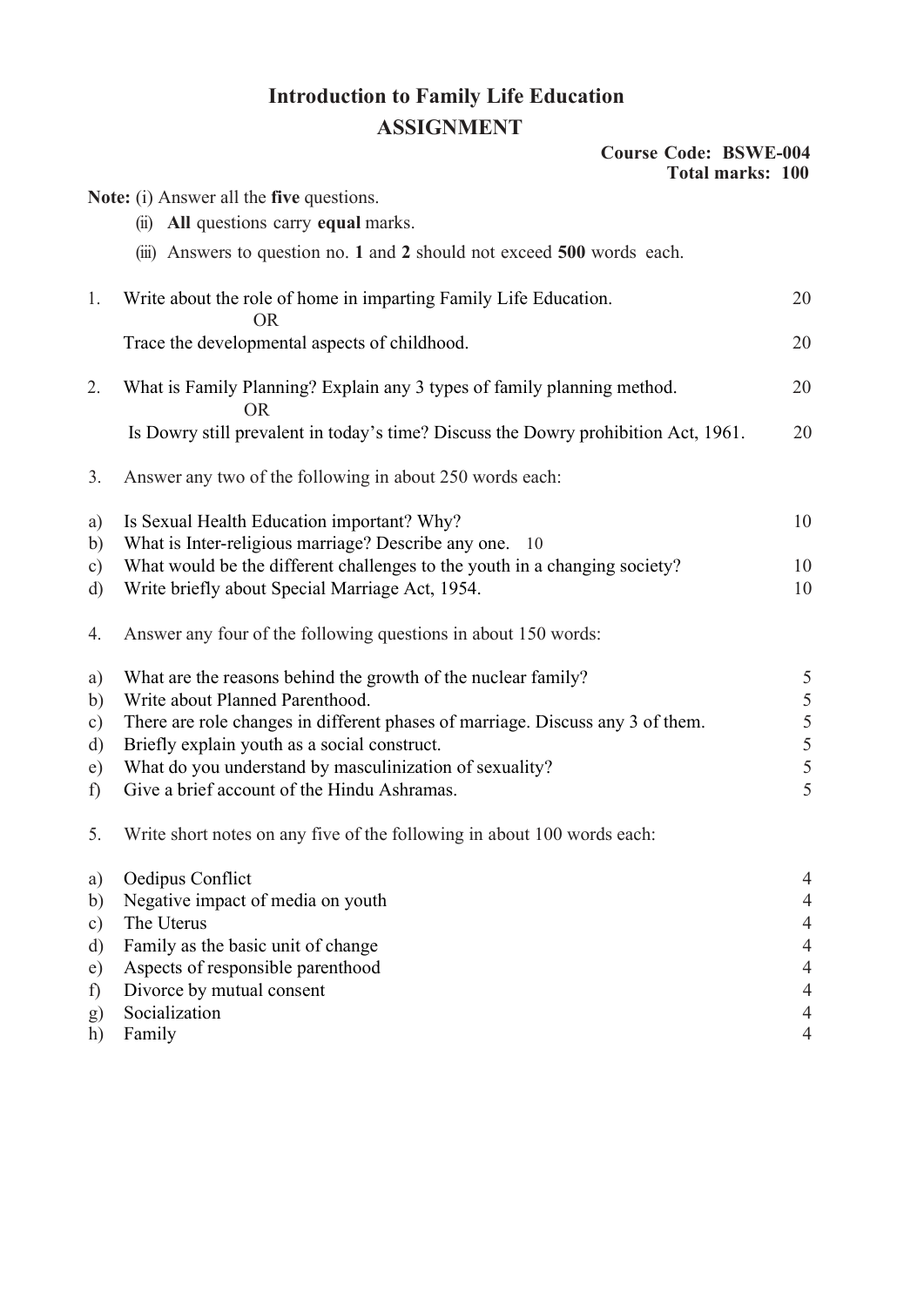# Introduction to Family Life Education

## ASSIGNMENT

**Course Code: BSWE-004**
**Total marks: 100**

**Note:** (i) Answer all the **five** questions.

(ii) **All** questions carry **equal** marks.

(iii) Answers to question no. **1** and **2** should not exceed **500** words each.

1. Write about the role of home in imparting Family Life Education. 20

   OR

   Trace the developmental aspects of childhood. 20

2. What is Family Planning? Explain any 3 types of family planning method. 20

   OR

   Is Dowry still prevalent in today's time? Discuss the Dowry prohibition Act, 1961. 20

3. Answer any two of the following in about 250 words each:

   a) Is Sexual Health Education important? Why? 10

   b) What is Inter-religious marriage? Describe any one. 10

   c) What would be the different challenges to the youth in a changing society? 10

   d) Write briefly about Special Marriage Act, 1954. 10

4. Answer any four of the following questions in about 150 words:

   a) What are the reasons behind the growth of the nuclear family? 5

   b) Write about Planned Parenthood. 5

   c) There are role changes in different phases of marriage. Discuss any 3 of them. 5

   d) Briefly explain youth as a social construct. 5

   e) What do you understand by masculinization of sexuality? 5

   f) Give a brief account of the Hindu Ashramas. 5

5. Write short notes on any five of the following in about 100 words each:

   a) Oedipus Conflict 4

   b) Negative impact of media on youth 4

   c) The Uterus 4

   d) Family as the basic unit of change 4

   e) Aspects of responsible parenthood 4

   f) Divorce by mutual consent 4

   g) Socialization 4

   h) Family 4